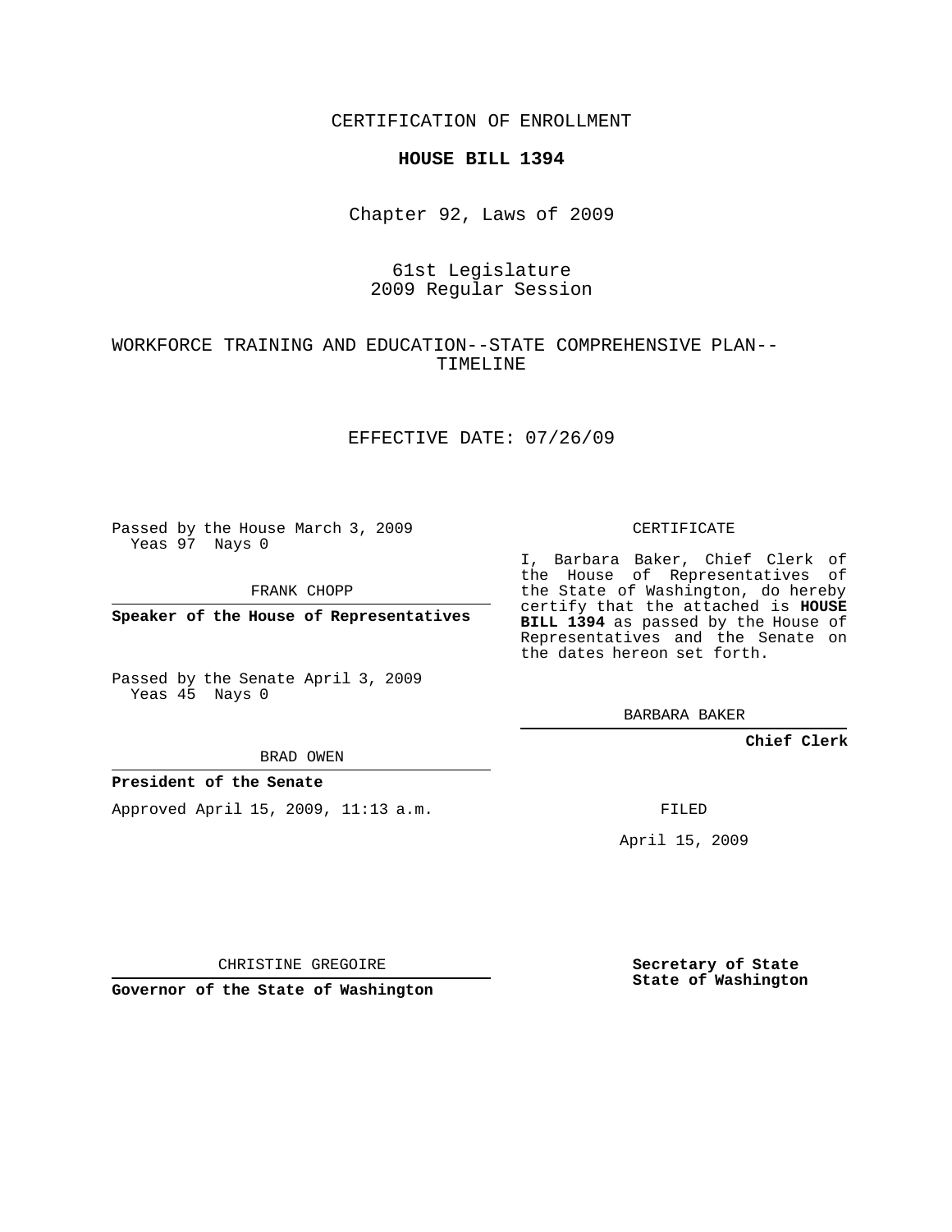CERTIFICATION OF ENROLLMENT

**HOUSE BILL 1394**

Chapter 92, Laws of 2009

61st Legislature
2009 Regular Session

WORKFORCE TRAINING AND EDUCATION--STATE COMPREHENSIVE PLAN--TIMELINE

EFFECTIVE DATE: 07/26/09

Passed by the House March 3, 2009
Yeas 97 Nays 0

FRANK CHOPP

**Speaker of the House of Representatives**

Passed by the Senate April 3, 2009
Yeas 45 Nays 0

BRAD OWEN

**President of the Senate**

Approved April 15, 2009, 11:13 a.m.

CHRISTINE GREGOIRE

**Governor of the State of Washington**

CERTIFICATE

I, Barbara Baker, Chief Clerk of the House of Representatives of the State of Washington, do hereby certify that the attached is **HOUSE BILL 1394** as passed by the House of Representatives and the Senate on the dates hereon set forth.

BARBARA BAKER

**Chief Clerk**

FILED

April 15, 2009

**Secretary of State**
**State of Washington**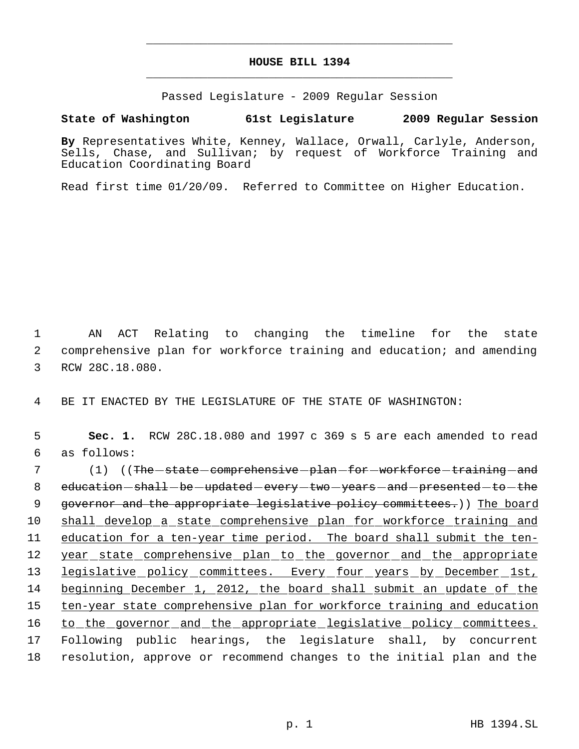# HOUSE BILL 1394

Passed Legislature - 2009 Regular Session

**State of Washington 61st Legislature 2009 Regular Session**

**By** Representatives White, Kenney, Wallace, Orwall, Carlyle, Anderson, Sells, Chase, and Sullivan; by request of Workforce Training and Education Coordinating Board

Read first time 01/20/09. Referred to Committee on Higher Education.

1 AN ACT Relating to changing the timeline for the state
2 comprehensive plan for workforce training and education; and amending
3 RCW 28C.18.080.

4 BE IT ENACTED BY THE LEGISLATURE OF THE STATE OF WASHINGTON:

5 **Sec. 1.** RCW 28C.18.080 and 1997 c 369 s 5 are each amended to read
6 as follows:

7 (1) ((~~The state comprehensive plan for workforce training and~~
8 ~~education shall be updated every two years and presented to the~~
9 ~~governor and the appropriate legislative policy committees.~~)) <u>The board</u>
10 <u>shall develop a state comprehensive plan for workforce training and</u>
11 <u>education for a ten-year time period. The board shall submit the ten-</u>
12 <u>year state comprehensive plan to the governor and the appropriate</u>
13 <u>legislative policy committees. Every four years by December 1st,</u>
14 <u>beginning December 1, 2012, the board shall submit an update of the</u>
15 <u>ten-year state comprehensive plan for workforce training and education</u>
16 <u>to the governor and the appropriate legislative policy committees.</u>
17 Following public hearings, the legislature shall, by concurrent
18 resolution, approve or recommend changes to the initial plan and the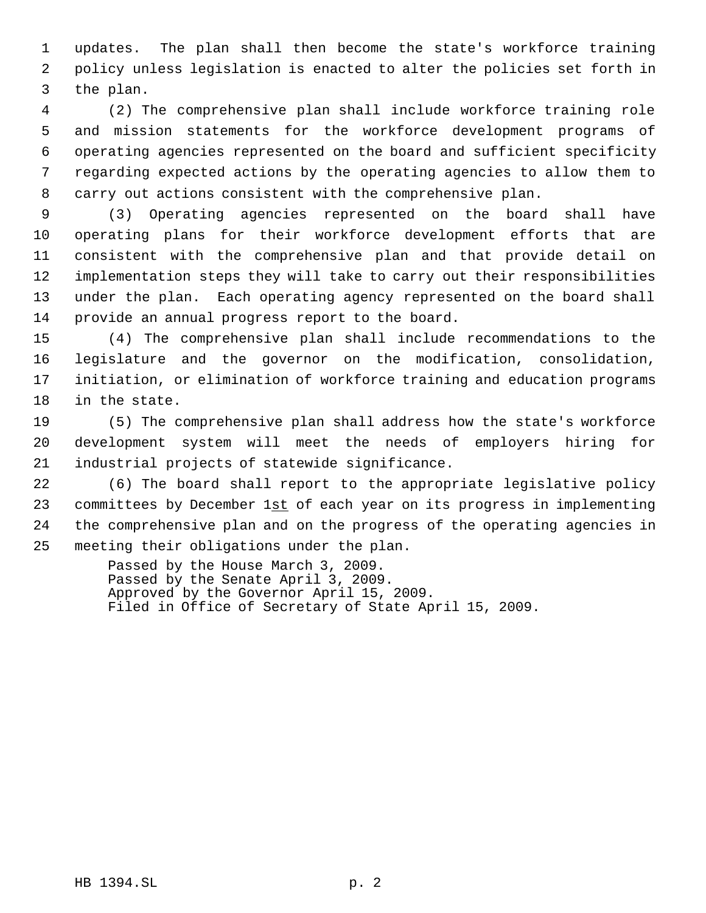updates. The plan shall then become the state's workforce training policy unless legislation is enacted to alter the policies set forth in the plan.

(2) The comprehensive plan shall include workforce training role and mission statements for the workforce development programs of operating agencies represented on the board and sufficient specificity regarding expected actions by the operating agencies to allow them to carry out actions consistent with the comprehensive plan.

(3) Operating agencies represented on the board shall have operating plans for their workforce development efforts that are consistent with the comprehensive plan and that provide detail on implementation steps they will take to carry out their responsibilities under the plan. Each operating agency represented on the board shall provide an annual progress report to the board.

(4) The comprehensive plan shall include recommendations to the legislature and the governor on the modification, consolidation, initiation, or elimination of workforce training and education programs in the state.

(5) The comprehensive plan shall address how the state's workforce development system will meet the needs of employers hiring for industrial projects of statewide significance.

(6) The board shall report to the appropriate legislative policy committees by December 1st of each year on its progress in implementing the comprehensive plan and on the progress of the operating agencies in meeting their obligations under the plan.

Passed by the House March 3, 2009.
Passed by the Senate April 3, 2009.
Approved by the Governor April 15, 2009.
Filed in Office of Secretary of State April 15, 2009.